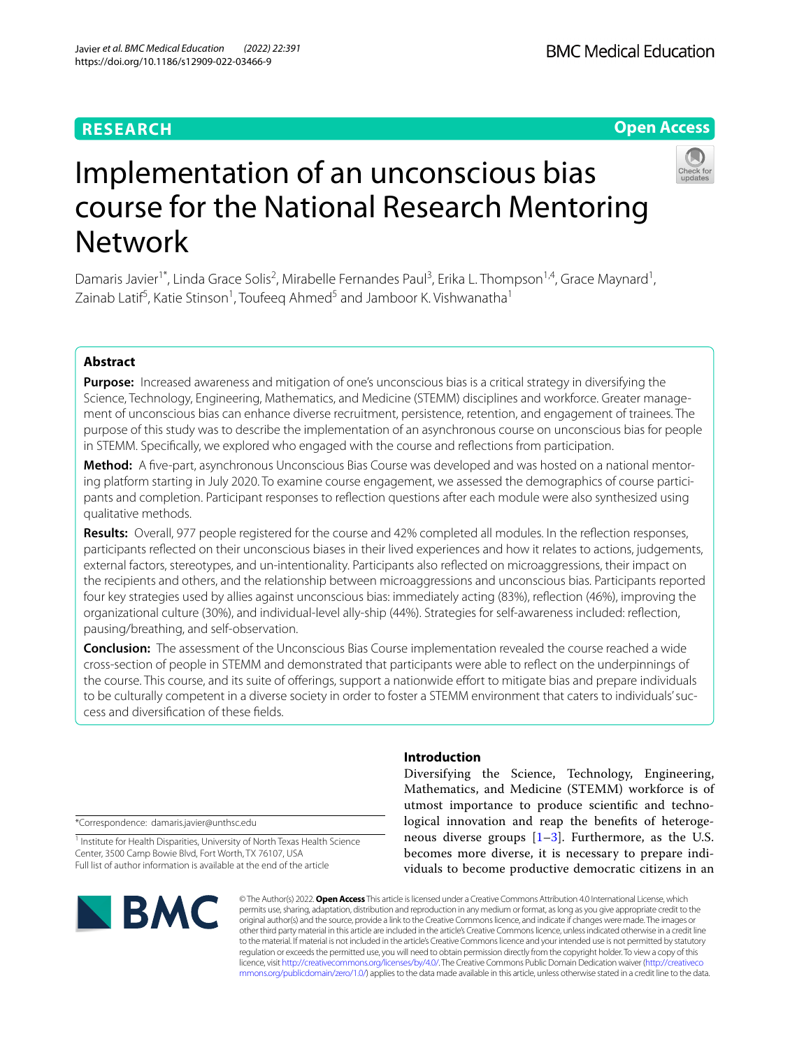**RESEARCH** **Open Access**

# Implementation of an unconscious bias course for the National Research Mentoring Network

Damaris Javier[1*], Linda Grace Solis[2], Mirabelle Fernandes Paul[3], Erika L. Thompson[1,4], Grace Maynard[1], Zainab Latif[5], Katie Stinson[1], Toufeeq Ahmed[5] and Jamboor K. Vishwanatha[1]

## Abstract

**Purpose:** Increased awareness and mitigation of one's unconscious bias is a critical strategy in diversifying the Science, Technology, Engineering, Mathematics, and Medicine (STEMM) disciplines and workforce. Greater management of unconscious bias can enhance diverse recruitment, persistence, retention, and engagement of trainees. The purpose of this study was to describe the implementation of an asynchronous course on unconscious bias for people in STEMM. Specifically, we explored who engaged with the course and reflections from participation.

**Method:** A five-part, asynchronous Unconscious Bias Course was developed and was hosted on a national mentoring platform starting in July 2020. To examine course engagement, we assessed the demographics of course participants and completion. Participant responses to reflection questions after each module were also synthesized using qualitative methods.

**Results:** Overall, 977 people registered for the course and 42% completed all modules. In the reflection responses, participants reflected on their unconscious biases in their lived experiences and how it relates to actions, judgements, external factors, stereotypes, and un-intentionality. Participants also reflected on microaggressions, their impact on the recipients and others, and the relationship between microaggressions and unconscious bias. Participants reported four key strategies used by allies against unconscious bias: immediately acting (83%), reflection (46%), improving the organizational culture (30%), and individual-level ally-ship (44%). Strategies for self-awareness included: reflection, pausing/breathing, and self-observation.

**Conclusion:** The assessment of the Unconscious Bias Course implementation revealed the course reached a wide cross-section of people in STEMM and demonstrated that participants were able to reflect on the underpinnings of the course. This course, and its suite of offerings, support a nationwide effort to mitigate bias and prepare individuals to be culturally competent in a diverse society in order to foster a STEMM environment that caters to individuals' success and diversification of these fields.

## Introduction

Diversifying the Science, Technology, Engineering, Mathematics, and Medicine (STEMM) workforce is of utmost importance to produce scientific and technological innovation and reap the benefits of heterogeneous diverse groups [1–3]. Furthermore, as the U.S. becomes more diverse, it is necessary to prepare individuals to become productive democratic citizens in an

*Correspondence: damaris.javier@unthsc.edu

[1] Institute for Health Disparities, University of North Texas Health Science Center, 3500 Camp Bowie Blvd, Fort Worth, TX 76107, USA

Full list of author information is available at the end of the article

© The Author(s) 2022. **Open Access** This article is licensed under a Creative Commons Attribution 4.0 International License, which permits use, sharing, adaptation, distribution and reproduction in any medium or format, as long as you give appropriate credit to the original author(s) and the source, provide a link to the Creative Commons licence, and indicate if changes were made. The images or other third party material in this article are included in the article's Creative Commons licence, unless indicated otherwise in a credit line to the material. If material is not included in the article's Creative Commons licence and your intended use is not permitted by statutory regulation or exceeds the permitted use, you will need to obtain permission directly from the copyright holder. To view a copy of this licence, visit http://creativecommons.org/licenses/by/4.0/. The Creative Commons Public Domain Dedication waiver (http://creativecommons.org/publicdomain/zero/1.0/) applies to the data made available in this article, unless otherwise stated in a credit line to the data.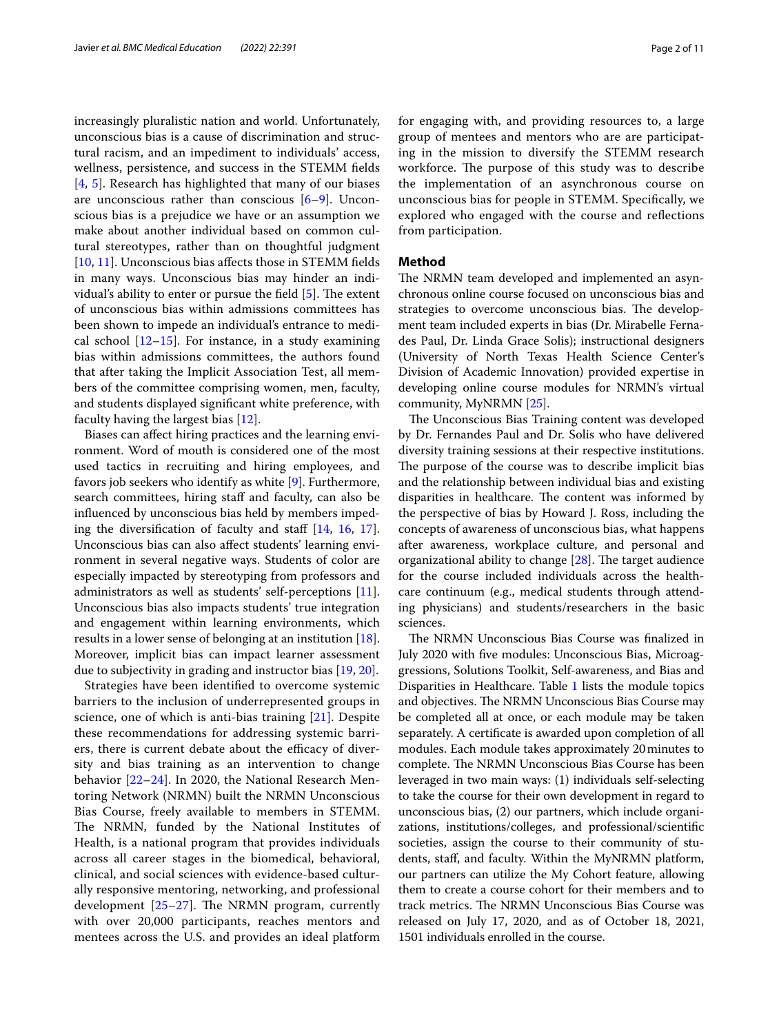increasingly pluralistic nation and world. Unfortunately, unconscious bias is a cause of discrimination and structural racism, and an impediment to individuals' access, wellness, persistence, and success in the STEMM fields [4, 5]. Research has highlighted that many of our biases are unconscious rather than conscious [6–9]. Unconscious bias is a prejudice we have or an assumption we make about another individual based on common cultural stereotypes, rather than on thoughtful judgment [10, 11]. Unconscious bias affects those in STEMM fields in many ways. Unconscious bias may hinder an individual's ability to enter or pursue the field [5]. The extent of unconscious bias within admissions committees has been shown to impede an individual's entrance to medical school [12–15]. For instance, in a study examining bias within admissions committees, the authors found that after taking the Implicit Association Test, all members of the committee comprising women, men, faculty, and students displayed significant white preference, with faculty having the largest bias [12].

Biases can affect hiring practices and the learning environment. Word of mouth is considered one of the most used tactics in recruiting and hiring employees, and favors job seekers who identify as white [9]. Furthermore, search committees, hiring staff and faculty, can also be influenced by unconscious bias held by members impeding the diversification of faculty and staff [14, 16, 17]. Unconscious bias can also affect students' learning environment in several negative ways. Students of color are especially impacted by stereotyping from professors and administrators as well as students' self-perceptions [11]. Unconscious bias also impacts students' true integration and engagement within learning environments, which results in a lower sense of belonging at an institution [18]. Moreover, implicit bias can impact learner assessment due to subjectivity in grading and instructor bias [19, 20].

Strategies have been identified to overcome systemic barriers to the inclusion of underrepresented groups in science, one of which is anti-bias training [21]. Despite these recommendations for addressing systemic barriers, there is current debate about the efficacy of diversity and bias training as an intervention to change behavior [22–24]. In 2020, the National Research Mentoring Network (NRMN) built the NRMN Unconscious Bias Course, freely available to members in STEMM. The NRMN, funded by the National Institutes of Health, is a national program that provides individuals across all career stages in the biomedical, behavioral, clinical, and social sciences with evidence-based culturally responsive mentoring, networking, and professional development [25–27]. The NRMN program, currently with over 20,000 participants, reaches mentors and mentees across the U.S. and provides an ideal platform for engaging with, and providing resources to, a large group of mentees and mentors who are are participating in the mission to diversify the STEMM research workforce. The purpose of this study was to describe the implementation of an asynchronous course on unconscious bias for people in STEMM. Specifically, we explored who engaged with the course and reflections from participation.

## Method

The NRMN team developed and implemented an asynchronous online course focused on unconscious bias and strategies to overcome unconscious bias. The development team included experts in bias (Dr. Mirabelle Fernades Paul, Dr. Linda Grace Solis); instructional designers (University of North Texas Health Science Center's Division of Academic Innovation) provided expertise in developing online course modules for NRMN's virtual community, MyNRMN [25].

The Unconscious Bias Training content was developed by Dr. Fernandes Paul and Dr. Solis who have delivered diversity training sessions at their respective institutions. The purpose of the course was to describe implicit bias and the relationship between individual bias and existing disparities in healthcare. The content was informed by the perspective of bias by Howard J. Ross, including the concepts of awareness of unconscious bias, what happens after awareness, workplace culture, and personal and organizational ability to change [28]. The target audience for the course included individuals across the healthcare continuum (e.g., medical students through attending physicians) and students/researchers in the basic sciences.

The NRMN Unconscious Bias Course was finalized in July 2020 with five modules: Unconscious Bias, Microaggressions, Solutions Toolkit, Self-awareness, and Bias and Disparities in Healthcare. Table 1 lists the module topics and objectives. The NRMN Unconscious Bias Course may be completed all at once, or each module may be taken separately. A certificate is awarded upon completion of all modules. Each module takes approximately 20 minutes to complete. The NRMN Unconscious Bias Course has been leveraged in two main ways: (1) individuals self-selecting to take the course for their own development in regard to unconscious bias, (2) our partners, which include organizations, institutions/colleges, and professional/scientific societies, assign the course to their community of students, staff, and faculty. Within the MyNRMN platform, our partners can utilize the My Cohort feature, allowing them to create a course cohort for their members and to track metrics. The NRMN Unconscious Bias Course was released on July 17, 2020, and as of October 18, 2021, 1501 individuals enrolled in the course.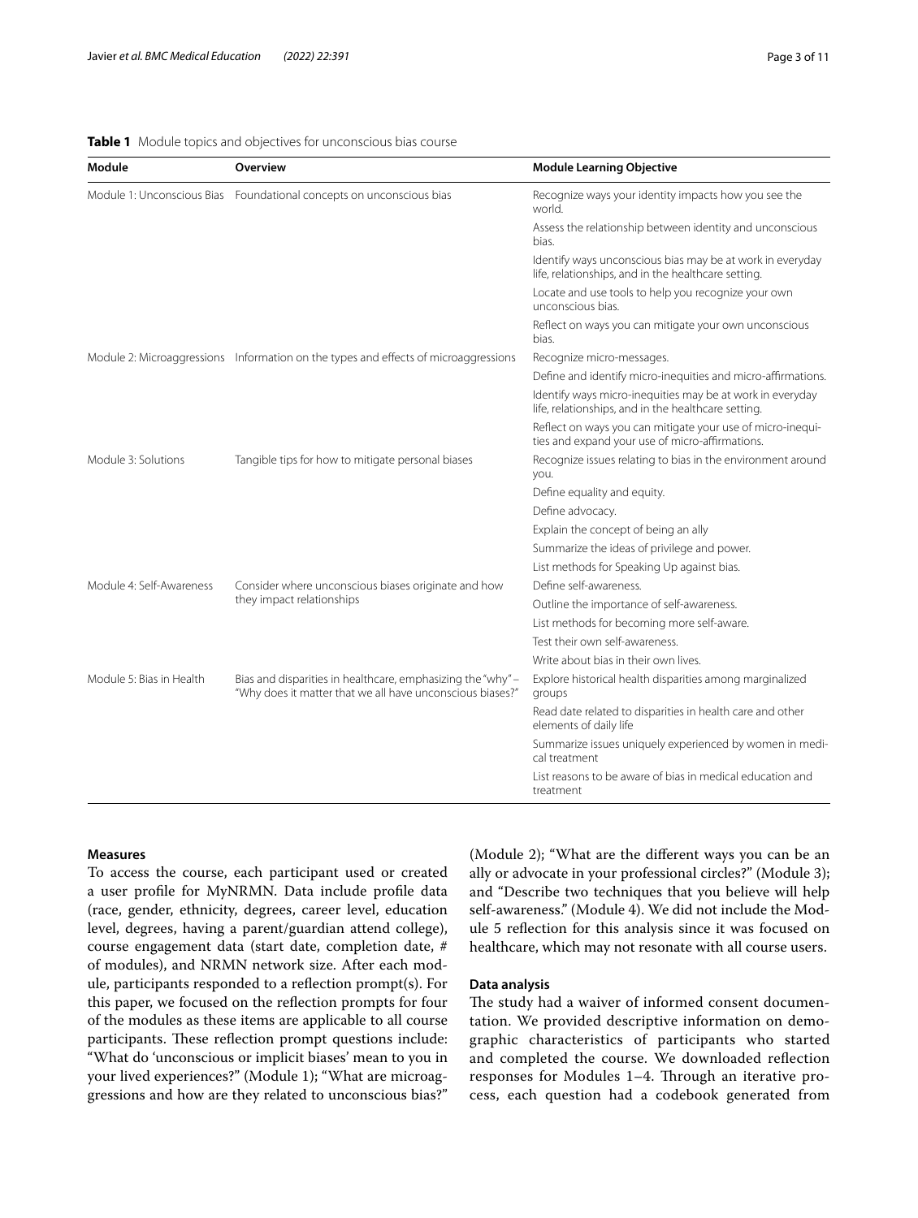**Table 1** Module topics and objectives for unconscious bias course

| Module | Overview | Module Learning Objective |
|---|---|---|
| Module 1: Unconscious Bias | Foundational concepts on unconscious bias | Recognize ways your identity impacts how you see the world. |
| | | Assess the relationship between identity and unconscious bias. |
| | | Identify ways unconscious bias may be at work in everyday life, relationships, and in the healthcare setting. |
| | | Locate and use tools to help you recognize your own unconscious bias. |
| | | Reflect on ways you can mitigate your own unconscious bias. |
| Module 2: Microaggressions | Information on the types and effects of microaggressions | Recognize micro-messages. |
| | | Define and identify micro-inequities and micro-affirmations. |
| | | Identify ways micro-inequities may be at work in everyday life, relationships, and in the healthcare setting. |
| | | Reflect on ways you can mitigate your use of micro-inequities and expand your use of micro-affirmations. |
| Module 3: Solutions | Tangible tips for how to mitigate personal biases | Recognize issues relating to bias in the environment around you. |
| | | Define equality and equity. |
| | | Define advocacy. |
| | | Explain the concept of being an ally |
| | | Summarize the ideas of privilege and power. |
| | | List methods for Speaking Up against bias. |
| Module 4: Self-Awareness | Consider where unconscious biases originate and how they impact relationships | Define self-awareness. |
| | | Outline the importance of self-awareness. |
| | | List methods for becoming more self-aware. |
| | | Test their own self-awareness. |
| | | Write about bias in their own lives. |
| Module 5: Bias in Health | Bias and disparities in healthcare, emphasizing the "why" – "Why does it matter that we all have unconscious biases?" | Explore historical health disparities among marginalized groups |
| | | Read date related to disparities in health care and other elements of daily life |
| | | Summarize issues uniquely experienced by women in medical treatment |
| | | List reasons to be aware of bias in medical education and treatment |

### Measures

To access the course, each participant used or created a user profile for MyNRMN. Data include profile data (race, gender, ethnicity, degrees, career level, education level, degrees, having a parent/guardian attend college), course engagement data (start date, completion date, # of modules), and NRMN network size. After each module, participants responded to a reflection prompt(s). For this paper, we focused on the reflection prompts for four of the modules as these items are applicable to all course participants. These reflection prompt questions include: "What do 'unconscious or implicit biases' mean to you in your lived experiences?" (Module 1); "What are microaggressions and how are they related to unconscious bias?" (Module 2); "What are the different ways you can be an ally or advocate in your professional circles?" (Module 3); and "Describe two techniques that you believe will help self-awareness." (Module 4). We did not include the Module 5 reflection for this analysis since it was focused on healthcare, which may not resonate with all course users.

### Data analysis

The study had a waiver of informed consent documentation. We provided descriptive information on demographic characteristics of participants who started and completed the course. We downloaded reflection responses for Modules 1–4. Through an iterative process, each question had a codebook generated from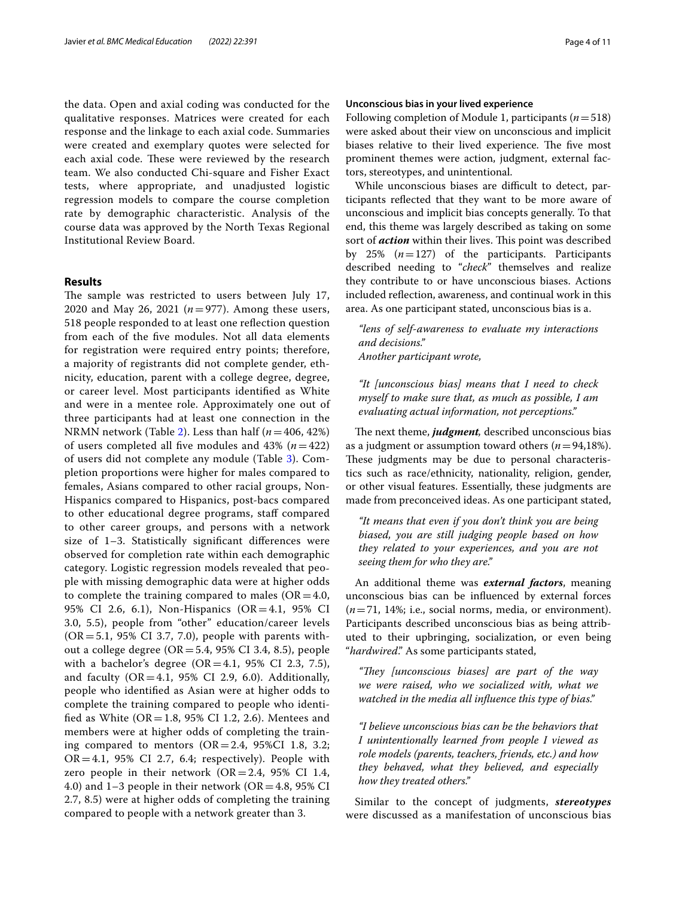the data. Open and axial coding was conducted for the qualitative responses. Matrices were created for each response and the linkage to each axial code. Summaries were created and exemplary quotes were selected for each axial code. These were reviewed by the research team. We also conducted Chi-square and Fisher Exact tests, where appropriate, and unadjusted logistic regression models to compare the course completion rate by demographic characteristic. Analysis of the course data was approved by the North Texas Regional Institutional Review Board.

## Results

The sample was restricted to users between July 17, 2020 and May 26, 2021 ($n=977$). Among these users, 518 people responded to at least one reflection question from each of the five modules. Not all data elements for registration were required entry points; therefore, a majority of registrants did not complete gender, ethnicity, education, parent with a college degree, degree, or career level. Most participants identified as White and were in a mentee role. Approximately one out of three participants had at least one connection in the NRMN network (Table 2). Less than half ($n=406$, 42%) of users completed all five modules and 43% ($n=422$) of users did not complete any module (Table 3). Completion proportions were higher for males compared to females, Asians compared to other racial groups, Non-Hispanics compared to Hispanics, post-bacs compared to other educational degree programs, staff compared to other career groups, and persons with a network size of 1–3. Statistically significant differences were observed for completion rate within each demographic category. Logistic regression models revealed that people with missing demographic data were at higher odds to complete the training compared to males (OR = 4.0, 95% CI 2.6, 6.1), Non-Hispanics (OR = 4.1, 95% CI 3.0, 5.5), people from "other" education/career levels (OR = 5.1, 95% CI 3.7, 7.0), people with parents without a college degree (OR = 5.4, 95% CI 3.4, 8.5), people with a bachelor's degree (OR = 4.1, 95% CI 2.3, 7.5), and faculty (OR = 4.1, 95% CI 2.9, 6.0). Additionally, people who identified as Asian were at higher odds to complete the training compared to people who identified as White (OR = 1.8, 95% CI 1.2, 2.6). Mentees and members were at higher odds of completing the training compared to mentors (OR = 2.4, 95%CI 1.8, 3.2; OR = 4.1, 95% CI 2.7, 6.4; respectively). People with zero people in their network (OR = 2.4, 95% CI 1.4, 4.0) and 1–3 people in their network (OR = 4.8, 95% CI 2.7, 8.5) were at higher odds of completing the training compared to people with a network greater than 3.

### Unconscious bias in your lived experience

Following completion of Module 1, participants ($n=518$) were asked about their view on unconscious and implicit biases relative to their lived experience. The five most prominent themes were action, judgment, external factors, stereotypes, and unintentional.

While unconscious biases are difficult to detect, participants reflected that they want to be more aware of unconscious and implicit bias concepts generally. To that end, this theme was largely described as taking on some sort of ***action*** within their lives. This point was described by 25% ($n=127$) of the participants. Participants described needing to "*check*" themselves and realize they contribute to or have unconscious biases. Actions included reflection, awareness, and continual work in this area. As one participant stated, unconscious bias is a.

> *"lens of self-awareness to evaluate my interactions and decisions."*
> *Another participant wrote,*

> *"It [unconscious bias] means that I need to check myself to make sure that, as much as possible, I am evaluating actual information, not perceptions."*

The next theme, ***judgment***, described unconscious bias as a judgment or assumption toward others ($n=94$, 18%). These judgments may be due to personal characteristics such as race/ethnicity, nationality, religion, gender, or other visual features. Essentially, these judgments are made from preconceived ideas. As one participant stated,

> *"It means that even if you don't think you are being biased, you are still judging people based on how they related to your experiences, and you are not seeing them for who they are."*

An additional theme was ***external factors***, meaning unconscious bias can be influenced by external forces ($n=71$, 14%; i.e., social norms, media, or environment). Participants described unconscious bias as being attributed to their upbringing, socialization, or even being "*hardwired*." As some participants stated,

> *"They [unconscious biases] are part of the way we were raised, who we socialized with, what we watched in the media all influence this type of bias."*

> *"I believe unconscious bias can be the behaviors that I unintentionally learned from people I viewed as role models (parents, teachers, friends, etc.) and how they behaved, what they believed, and especially how they treated others."*

Similar to the concept of judgments, ***stereotypes*** were discussed as a manifestation of unconscious bias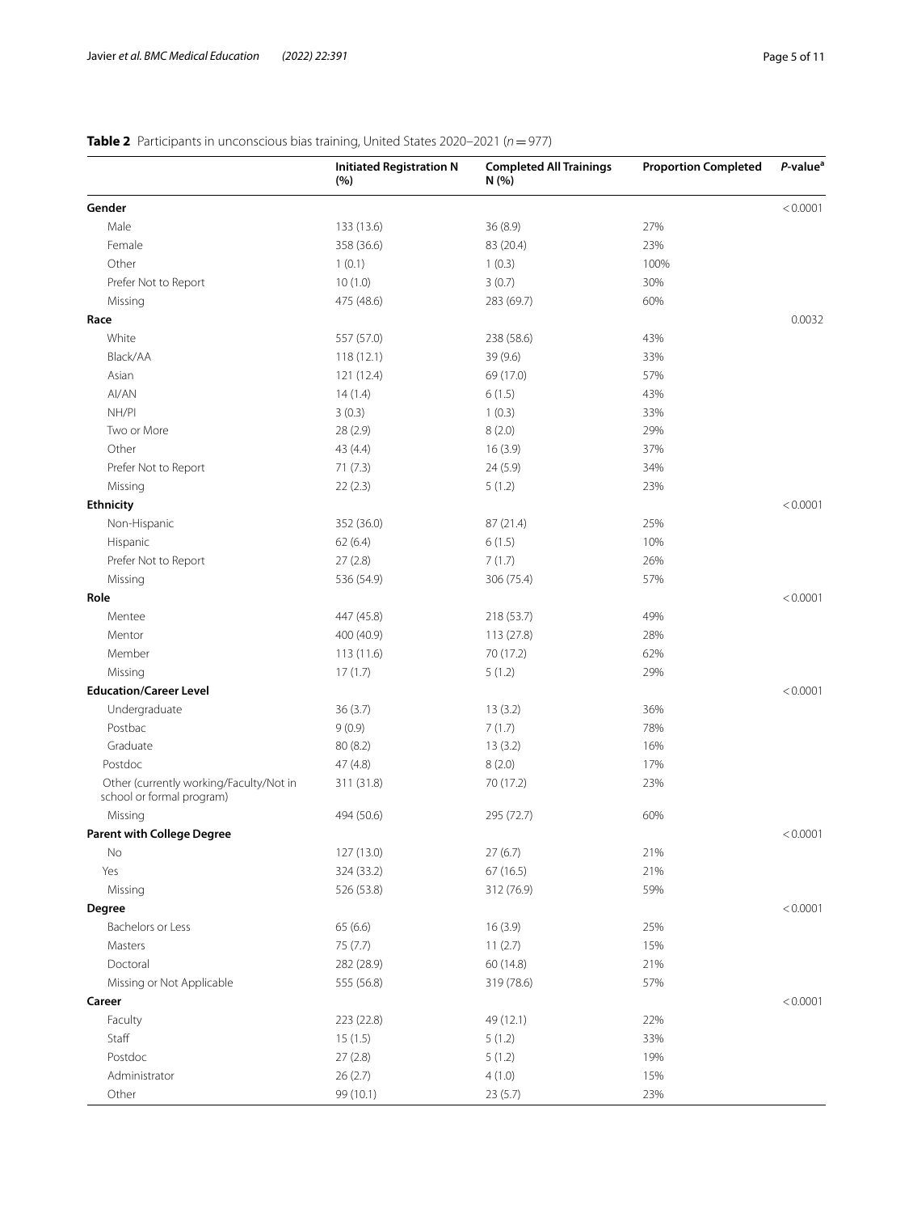**Table 2** Participants in unconscious bias training, United States 2020–2021 ($n = 977$)

| | Initiated Registration N (%) | Completed All Trainings N (%) | Proportion Completed | *P*-value[a] |
|---|---|---|---|---|
| **Gender** | | | | < 0.0001 |
| Male | 133 (13.6) | 36 (8.9) | 27% | |
| Female | 358 (36.6) | 83 (20.4) | 23% | |
| Other | 1 (0.1) | 1 (0.3) | 100% | |
| Prefer Not to Report | 10 (1.0) | 3 (0.7) | 30% | |
| Missing | 475 (48.6) | 283 (69.7) | 60% | |
| **Race** | | | | 0.0032 |
| White | 557 (57.0) | 238 (58.6) | 43% | |
| Black/AA | 118 (12.1) | 39 (9.6) | 33% | |
| Asian | 121 (12.4) | 69 (17.0) | 57% | |
| AI/AN | 14 (1.4) | 6 (1.5) | 43% | |
| NH/PI | 3 (0.3) | 1 (0.3) | 33% | |
| Two or More | 28 (2.9) | 8 (2.0) | 29% | |
| Other | 43 (4.4) | 16 (3.9) | 37% | |
| Prefer Not to Report | 71 (7.3) | 24 (5.9) | 34% | |
| Missing | 22 (2.3) | 5 (1.2) | 23% | |
| **Ethnicity** | | | | < 0.0001 |
| Non-Hispanic | 352 (36.0) | 87 (21.4) | 25% | |
| Hispanic | 62 (6.4) | 6 (1.5) | 10% | |
| Prefer Not to Report | 27 (2.8) | 7 (1.7) | 26% | |
| Missing | 536 (54.9) | 306 (75.4) | 57% | |
| **Role** | | | | < 0.0001 |
| Mentee | 447 (45.8) | 218 (53.7) | 49% | |
| Mentor | 400 (40.9) | 113 (27.8) | 28% | |
| Member | 113 (11.6) | 70 (17.2) | 62% | |
| Missing | 17 (1.7) | 5 (1.2) | 29% | |
| **Education/Career Level** | | | | < 0.0001 |
| Undergraduate | 36 (3.7) | 13 (3.2) | 36% | |
| Postbac | 9 (0.9) | 7 (1.7) | 78% | |
| Graduate | 80 (8.2) | 13 (3.2) | 16% | |
| Postdoc | 47 (4.8) | 8 (2.0) | 17% | |
| Other (currently working/Faculty/Not in school or formal program) | 311 (31.8) | 70 (17.2) | 23% | |
| Missing | 494 (50.6) | 295 (72.7) | 60% | |
| **Parent with College Degree** | | | | < 0.0001 |
| No | 127 (13.0) | 27 (6.7) | 21% | |
| Yes | 324 (33.2) | 67 (16.5) | 21% | |
| Missing | 526 (53.8) | 312 (76.9) | 59% | |
| **Degree** | | | | < 0.0001 |
| Bachelors or Less | 65 (6.6) | 16 (3.9) | 25% | |
| Masters | 75 (7.7) | 11 (2.7) | 15% | |
| Doctoral | 282 (28.9) | 60 (14.8) | 21% | |
| Missing or Not Applicable | 555 (56.8) | 319 (78.6) | 57% | |
| **Career** | | | | < 0.0001 |
| Faculty | 223 (22.8) | 49 (12.1) | 22% | |
| Staff | 15 (1.5) | 5 (1.2) | 33% | |
| Postdoc | 27 (2.8) | 5 (1.2) | 19% | |
| Administrator | 26 (2.7) | 4 (1.0) | 15% | |
| Other | 99 (10.1) | 23 (5.7) | 23% | |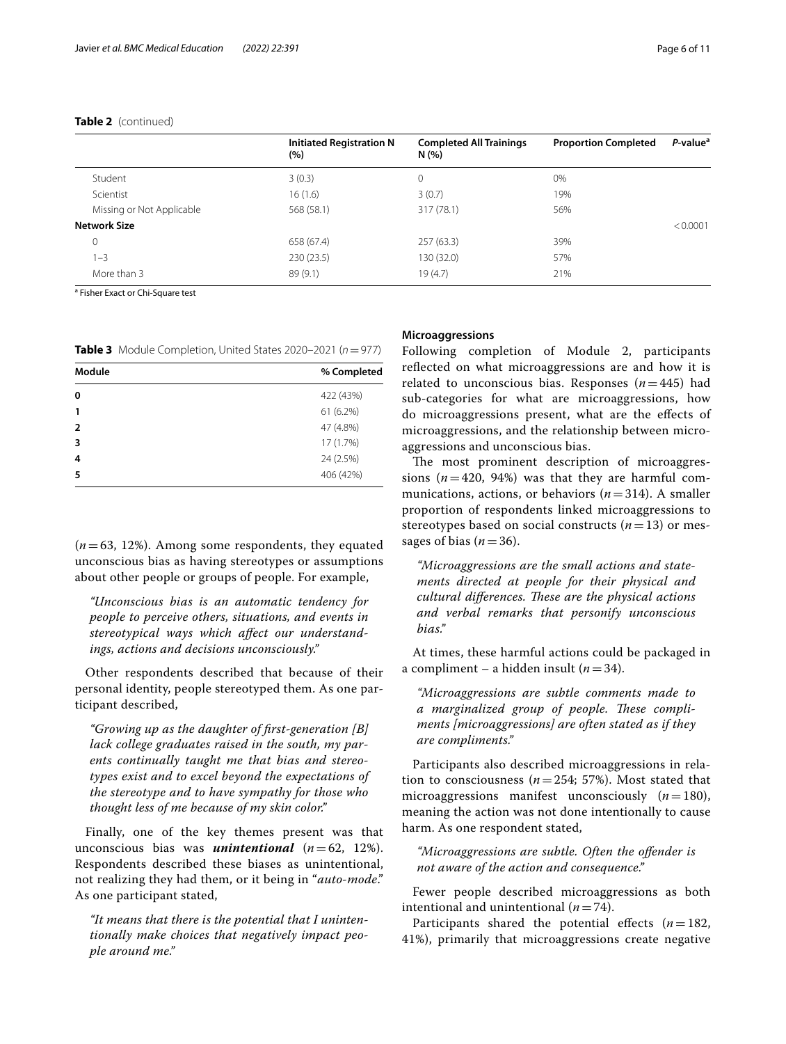**Table 2** (continued)

| | Initiated Registration N (%) | Completed All Trainings N (%) | Proportion Completed | P-value[a] |
|---|---|---|---|---|
| Student | 3 (0.3) | 0 | 0% | |
| Scientist | 16 (1.6) | 3 (0.7) | 19% | |
| Missing or Not Applicable | 568 (58.1) | 317 (78.1) | 56% | |
| **Network Size** | | | | < 0.0001 |
| 0 | 658 (67.4) | 257 (63.3) | 39% | |
| 1–3 | 230 (23.5) | 130 (32.0) | 57% | |
| More than 3 | 89 (9.1) | 19 (4.7) | 21% | |

[a] Fisher Exact or Chi-Square test

**Table 3** Module Completion, United States 2020–2021 ($n=977$)

| Module | % Completed |
|---|---|
| **0** | 422 (43%) |
| **1** | 61 (6.2%) |
| **2** | 47 (4.8%) |
| **3** | 17 (1.7%) |
| **4** | 24 (2.5%) |
| **5** | 406 (42%) |

($n=63$, 12%). Among some respondents, they equated unconscious bias as having stereotypes or assumptions about other people or groups of people. For example,

> *"Unconscious bias is an automatic tendency for people to perceive others, situations, and events in stereotypical ways which affect our understandings, actions and decisions unconsciously."*

Other respondents described that because of their personal identity, people stereotyped them. As one participant described,

> *"Growing up as the daughter of first-generation [B] lack college graduates raised in the south, my parents continually taught me that bias and stereotypes exist and to excel beyond the expectations of the stereotype and to have sympathy for those who thought less of me because of my skin color."*

Finally, one of the key themes present was that unconscious bias was ***unintentional*** ($n=62$, 12%). Respondents described these biases as unintentional, not realizing they had them, or it being in "*auto-mode*." As one participant stated,

> *"It means that there is the potential that I unintentionally make choices that negatively impact people around me."*

### Microaggressions

Following completion of Module 2, participants reflected on what microaggressions are and how it is related to unconscious bias. Responses ($n=445$) had sub-categories for what are microaggressions, how do microaggressions present, what are the effects of microaggressions, and the relationship between microaggressions and unconscious bias.

The most prominent description of microaggressions ($n=420$, 94%) was that they are harmful communications, actions, or behaviors ($n=314$). A smaller proportion of respondents linked microaggressions to stereotypes based on social constructs ($n=13$) or messages of bias ($n=36$).

> *"Microaggressions are the small actions and statements directed at people for their physical and cultural differences. These are the physical actions and verbal remarks that personify unconscious bias."*

At times, these harmful actions could be packaged in a compliment – a hidden insult ($n=34$).

> *"Microaggressions are subtle comments made to a marginalized group of people. These compliments [microaggressions] are often stated as if they are compliments."*

Participants also described microaggressions in relation to consciousness ($n=254$; 57%). Most stated that microaggressions manifest unconsciously ($n=180$), meaning the action was not done intentionally to cause harm. As one respondent stated,

> *"Microaggressions are subtle. Often the offender is not aware of the action and consequence."*

Fewer people described microaggressions as both intentional and unintentional ($n=74$).

Participants shared the potential effects ($n=182$, 41%), primarily that microaggressions create negative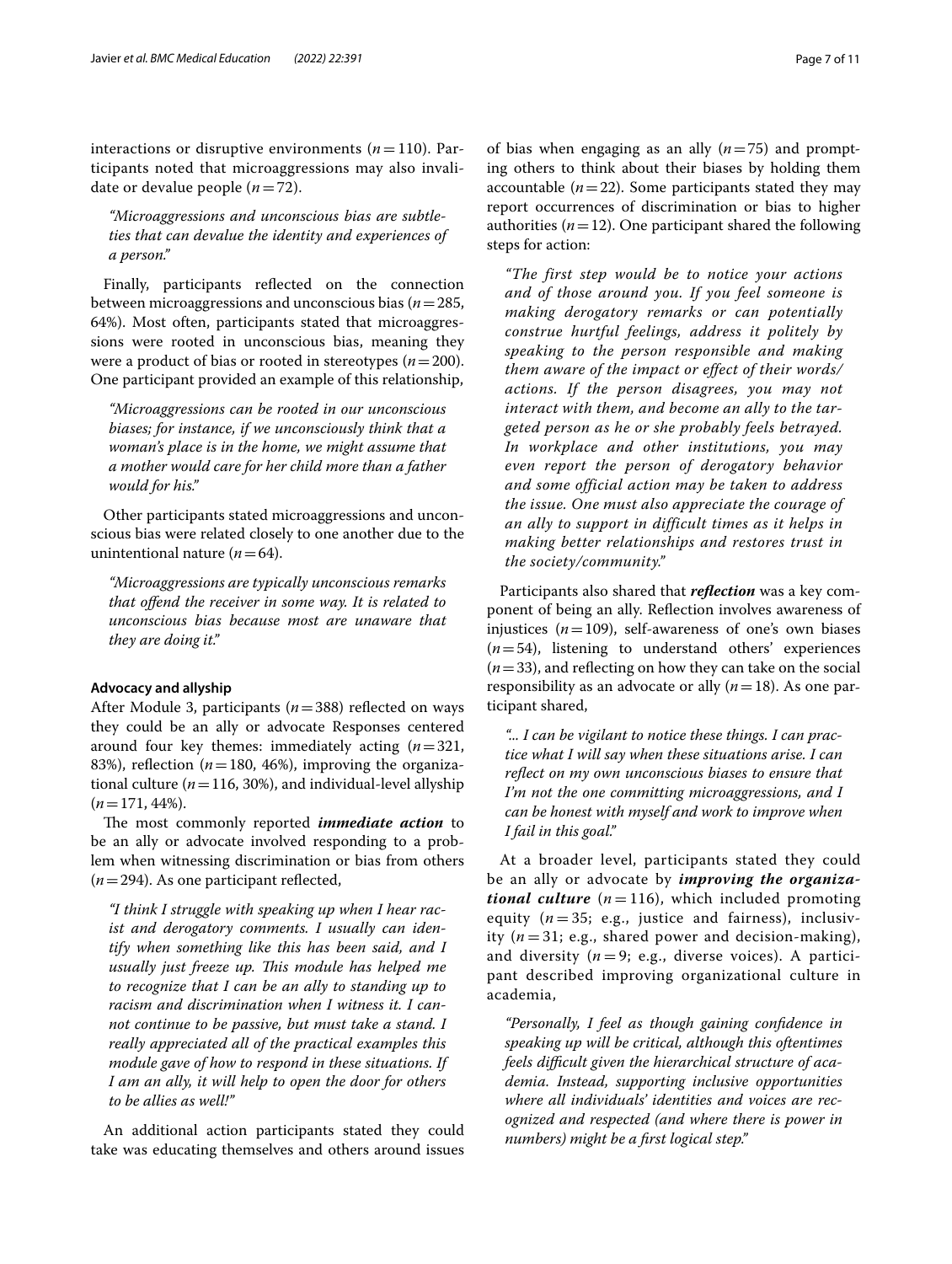interactions or disruptive environments ($n = 110$). Participants noted that microaggressions may also invalidate or devalue people ($n = 72$).

> *"Microaggressions and unconscious bias are subtleties that can devalue the identity and experiences of a person."*

Finally, participants reflected on the connection between microaggressions and unconscious bias ($n = 285$, 64%). Most often, participants stated that microaggressions were rooted in unconscious bias, meaning they were a product of bias or rooted in stereotypes ($n = 200$). One participant provided an example of this relationship,

> *"Microaggressions can be rooted in our unconscious biases; for instance, if we unconsciously think that a woman's place is in the home, we might assume that a mother would care for her child more than a father would for his."*

Other participants stated microaggressions and unconscious bias were related closely to one another due to the unintentional nature ($n = 64$).

> *"Microaggressions are typically unconscious remarks that offend the receiver in some way. It is related to unconscious bias because most are unaware that they are doing it."*

#### Advocacy and allyship

After Module 3, participants ($n = 388$) reflected on ways they could be an ally or advocate Responses centered around four key themes: immediately acting ($n = 321$, 83%), reflection ($n = 180$, 46%), improving the organizational culture ($n = 116$, 30%), and individual-level allyship ($n = 171$, 44%).

The most commonly reported ***immediate action*** to be an ally or advocate involved responding to a problem when witnessing discrimination or bias from others ($n = 294$). As one participant reflected,

> *"I think I struggle with speaking up when I hear racist and derogatory comments. I usually can identify when something like this has been said, and I usually just freeze up. This module has helped me to recognize that I can be an ally to standing up to racism and discrimination when I witness it. I cannot continue to be passive, but must take a stand. I really appreciated all of the practical examples this module gave of how to respond in these situations. If I am an ally, it will help to open the door for others to be allies as well!"*

An additional action participants stated they could take was educating themselves and others around issues of bias when engaging as an ally ($n = 75$) and prompting others to think about their biases by holding them accountable ($n = 22$). Some participants stated they may report occurrences of discrimination or bias to higher authorities ($n = 12$). One participant shared the following steps for action:

> *"The first step would be to notice your actions and of those around you. If you feel someone is making derogatory remarks or can potentially construe hurtful feelings, address it politely by speaking to the person responsible and making them aware of the impact or effect of their words/actions. If the person disagrees, you may not interact with them, and become an ally to the targeted person as he or she probably feels betrayed. In workplace and other institutions, you may even report the person of derogatory behavior and some official action may be taken to address the issue. One must also appreciate the courage of an ally to support in difficult times as it helps in making better relationships and restores trust in the society/community."*

Participants also shared that ***reflection*** was a key component of being an ally. Reflection involves awareness of injustices ($n = 109$), self-awareness of one's own biases ($n = 54$), listening to understand others' experiences ($n = 33$), and reflecting on how they can take on the social responsibility as an advocate or ally ($n = 18$). As one participant shared,

> *"... I can be vigilant to notice these things. I can practice what I will say when these situations arise. I can reflect on my own unconscious biases to ensure that I'm not the one committing microaggressions, and I can be honest with myself and work to improve when I fail in this goal."*

At a broader level, participants stated they could be an ally or advocate by ***improving the organizational culture*** ($n = 116$), which included promoting equity ($n = 35$; e.g., justice and fairness), inclusivity ($n = 31$; e.g., shared power and decision-making), and diversity ($n = 9$; e.g., diverse voices). A participant described improving organizational culture in academia,

> *"Personally, I feel as though gaining confidence in speaking up will be critical, although this oftentimes feels difficult given the hierarchical structure of academia. Instead, supporting inclusive opportunities where all individuals' identities and voices are recognized and respected (and where there is power in numbers) might be a first logical step."*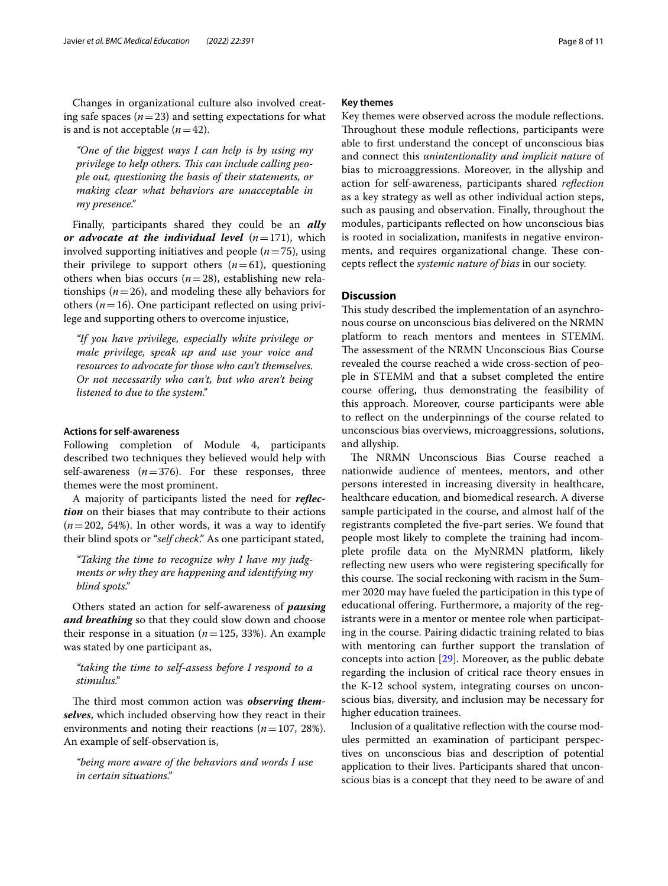Changes in organizational culture also involved creating safe spaces ($n=23$) and setting expectations for what is and is not acceptable ($n=42$).

> *"One of the biggest ways I can help is by using my privilege to help others. This can include calling people out, questioning the basis of their statements, or making clear what behaviors are unacceptable in my presence."*

Finally, participants shared they could be an ***ally or advocate at the individual level*** ($n=171$), which involved supporting initiatives and people ($n=75$), using their privilege to support others ($n=61$), questioning others when bias occurs ($n=28$), establishing new relationships ($n=26$), and modeling these ally behaviors for others ($n=16$). One participant reflected on using privilege and supporting others to overcome injustice,

> *"If you have privilege, especially white privilege or male privilege, speak up and use your voice and resources to advocate for those who can't themselves. Or not necessarily who can't, but who aren't being listened to due to the system."*

#### Actions for self-awareness

Following completion of Module 4, participants described two techniques they believed would help with self-awareness ($n=376$). For these responses, three themes were the most prominent.

A majority of participants listed the need for ***reflection*** on their biases that may contribute to their actions ($n=202$, 54%). In other words, it was a way to identify their blind spots or "*self check*." As one participant stated,

> *"Taking the time to recognize why I have my judgments or why they are happening and identifying my blind spots."*

Others stated an action for self-awareness of ***pausing and breathing*** so that they could slow down and choose their response in a situation ($n=125$, 33%). An example was stated by one participant as,

> *"taking the time to self-assess before I respond to a stimulus."*

The third most common action was ***observing themselves***, which included observing how they react in their environments and noting their reactions ($n=107$, 28%). An example of self-observation is,

> *"being more aware of the behaviors and words I use in certain situations."*

#### Key themes

Key themes were observed across the module reflections. Throughout these module reflections, participants were able to first understand the concept of unconscious bias and connect this *unintentionality and implicit nature* of bias to microaggressions. Moreover, in the allyship and action for self-awareness, participants shared *reflection* as a key strategy as well as other individual action steps, such as pausing and observation. Finally, throughout the modules, participants reflected on how unconscious bias is rooted in socialization, manifests in negative environments, and requires organizational change. These concepts reflect the *systemic nature of bias* in our society.

## Discussion

This study described the implementation of an asynchronous course on unconscious bias delivered on the NRMN platform to reach mentors and mentees in STEMM. The assessment of the NRMN Unconscious Bias Course revealed the course reached a wide cross-section of people in STEMM and that a subset completed the entire course offering, thus demonstrating the feasibility of this approach. Moreover, course participants were able to reflect on the underpinnings of the course related to unconscious bias overviews, microaggressions, solutions, and allyship.

The NRMN Unconscious Bias Course reached a nationwide audience of mentees, mentors, and other persons interested in increasing diversity in healthcare, healthcare education, and biomedical research. A diverse sample participated in the course, and almost half of the registrants completed the five-part series. We found that people most likely to complete the training had incomplete profile data on the MyNRMN platform, likely reflecting new users who were registering specifically for this course. The social reckoning with racism in the Summer 2020 may have fueled the participation in this type of educational offering. Furthermore, a majority of the registrants were in a mentor or mentee role when participating in the course. Pairing didactic training related to bias with mentoring can further support the translation of concepts into action [29]. Moreover, as the public debate regarding the inclusion of critical race theory ensues in the K-12 school system, integrating courses on unconscious bias, diversity, and inclusion may be necessary for higher education trainees.

Inclusion of a qualitative reflection with the course modules permitted an examination of participant perspectives on unconscious bias and description of potential application to their lives. Participants shared that unconscious bias is a concept that they need to be aware of and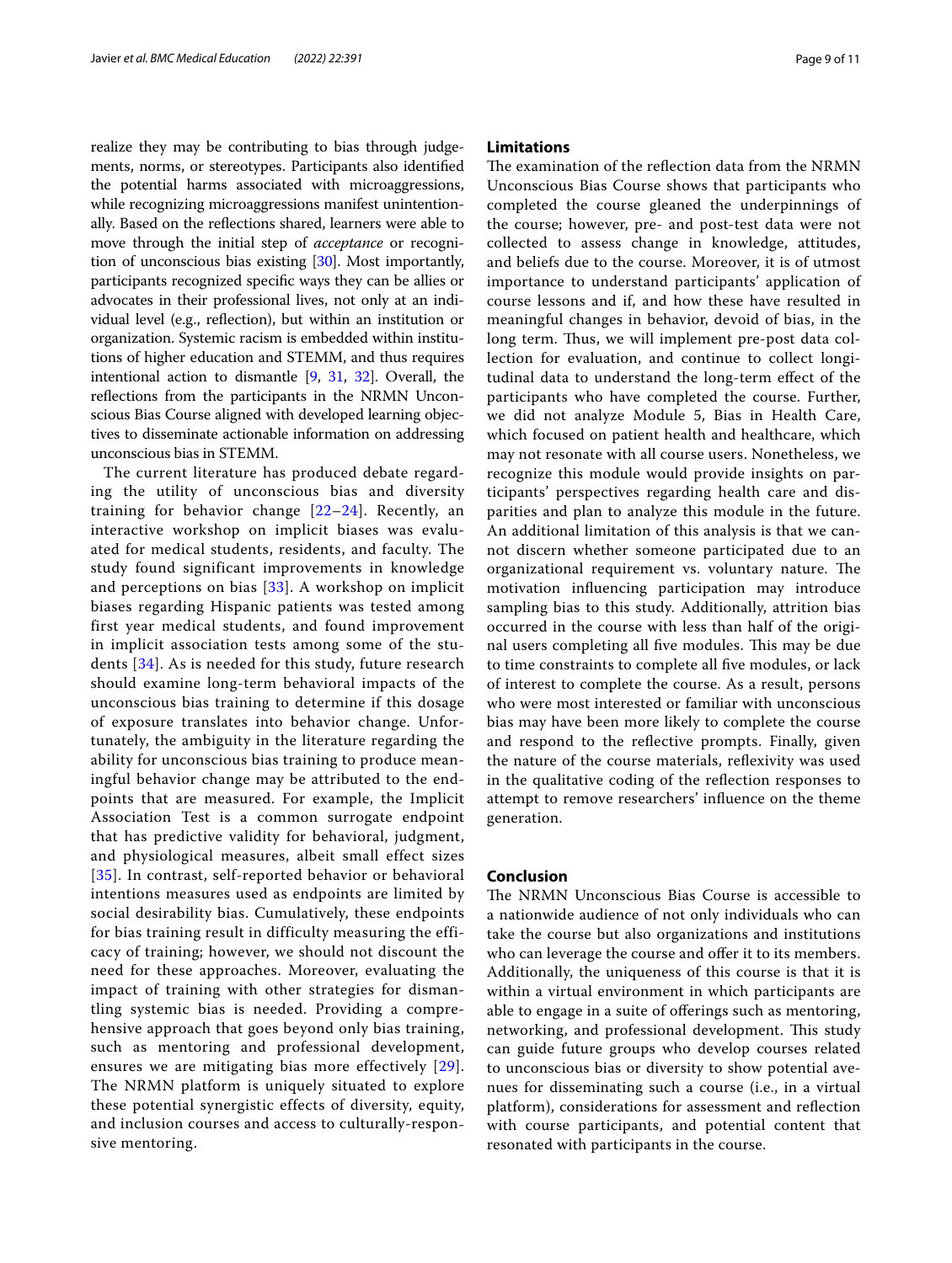realize they may be contributing to bias through judgements, norms, or stereotypes. Participants also identified the potential harms associated with microaggressions, while recognizing microaggressions manifest unintentionally. Based on the reflections shared, learners were able to move through the initial step of *acceptance* or recognition of unconscious bias existing [30]. Most importantly, participants recognized specific ways they can be allies or advocates in their professional lives, not only at an individual level (e.g., reflection), but within an institution or organization. Systemic racism is embedded within institutions of higher education and STEMM, and thus requires intentional action to dismantle [9, 31, 32]. Overall, the reflections from the participants in the NRMN Unconscious Bias Course aligned with developed learning objectives to disseminate actionable information on addressing unconscious bias in STEMM.

The current literature has produced debate regarding the utility of unconscious bias and diversity training for behavior change [22–24]. Recently, an interactive workshop on implicit biases was evaluated for medical students, residents, and faculty. The study found significant improvements in knowledge and perceptions on bias [33]. A workshop on implicit biases regarding Hispanic patients was tested among first year medical students, and found improvement in implicit association tests among some of the students [34]. As is needed for this study, future research should examine long-term behavioral impacts of the unconscious bias training to determine if this dosage of exposure translates into behavior change. Unfortunately, the ambiguity in the literature regarding the ability for unconscious bias training to produce meaningful behavior change may be attributed to the endpoints that are measured. For example, the Implicit Association Test is a common surrogate endpoint that has predictive validity for behavioral, judgment, and physiological measures, albeit small effect sizes [35]. In contrast, self-reported behavior or behavioral intentions measures used as endpoints are limited by social desirability bias. Cumulatively, these endpoints for bias training result in difficulty measuring the efficacy of training; however, we should not discount the need for these approaches. Moreover, evaluating the impact of training with other strategies for dismantling systemic bias is needed. Providing a comprehensive approach that goes beyond only bias training, such as mentoring and professional development, ensures we are mitigating bias more effectively [29]. The NRMN platform is uniquely situated to explore these potential synergistic effects of diversity, equity, and inclusion courses and access to culturally-responsive mentoring.

## Limitations

The examination of the reflection data from the NRMN Unconscious Bias Course shows that participants who completed the course gleaned the underpinnings of the course; however, pre- and post-test data were not collected to assess change in knowledge, attitudes, and beliefs due to the course. Moreover, it is of utmost importance to understand participants' application of course lessons and if, and how these have resulted in meaningful changes in behavior, devoid of bias, in the long term. Thus, we will implement pre-post data collection for evaluation, and continue to collect longitudinal data to understand the long-term effect of the participants who have completed the course. Further, we did not analyze Module 5, Bias in Health Care, which focused on patient health and healthcare, which may not resonate with all course users. Nonetheless, we recognize this module would provide insights on participants' perspectives regarding health care and disparities and plan to analyze this module in the future. An additional limitation of this analysis is that we cannot discern whether someone participated due to an organizational requirement vs. voluntary nature. The motivation influencing participation may introduce sampling bias to this study. Additionally, attrition bias occurred in the course with less than half of the original users completing all five modules. This may be due to time constraints to complete all five modules, or lack of interest to complete the course. As a result, persons who were most interested or familiar with unconscious bias may have been more likely to complete the course and respond to the reflective prompts. Finally, given the nature of the course materials, reflexivity was used in the qualitative coding of the reflection responses to attempt to remove researchers' influence on the theme generation.

## Conclusion

The NRMN Unconscious Bias Course is accessible to a nationwide audience of not only individuals who can take the course but also organizations and institutions who can leverage the course and offer it to its members. Additionally, the uniqueness of this course is that it is within a virtual environment in which participants are able to engage in a suite of offerings such as mentoring, networking, and professional development. This study can guide future groups who develop courses related to unconscious bias or diversity to show potential avenues for disseminating such a course (i.e., in a virtual platform), considerations for assessment and reflection with course participants, and potential content that resonated with participants in the course.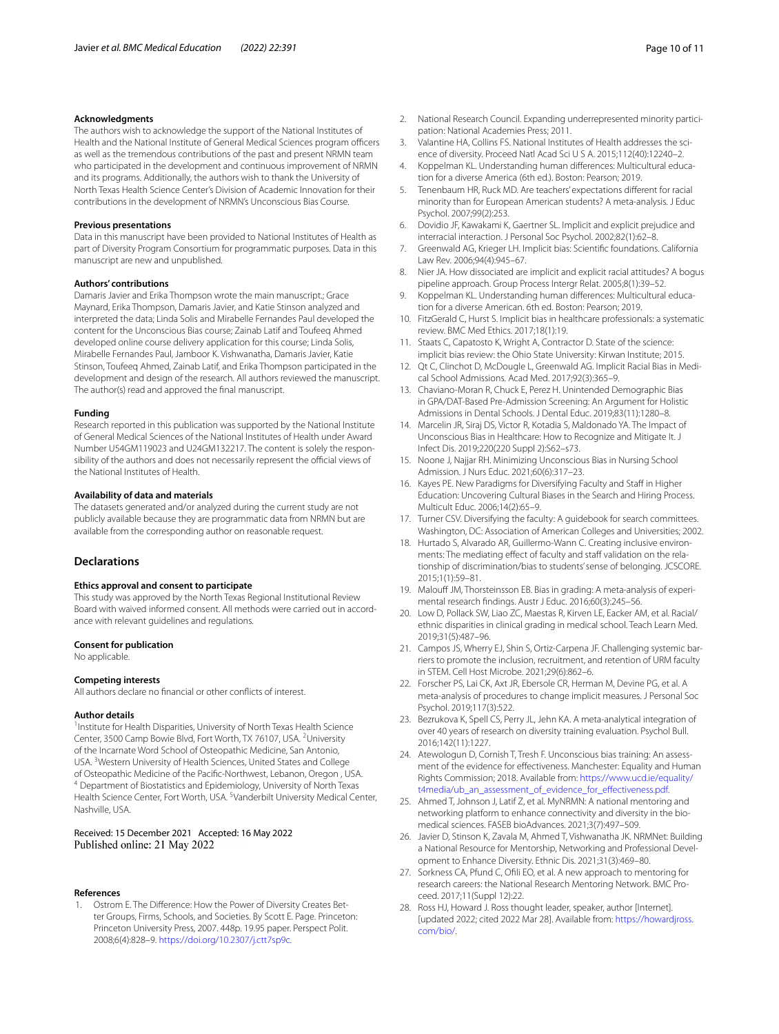**Acknowledgments**

The authors wish to acknowledge the support of the National Institutes of Health and the National Institute of General Medical Sciences program officers as well as the tremendous contributions of the past and present NRMN team who participated in the development and continuous improvement of NRMN and its programs. Additionally, the authors wish to thank the University of North Texas Health Science Center's Division of Academic Innovation for their contributions in the development of NRMN's Unconscious Bias Course.

**Previous presentations**

Data in this manuscript have been provided to National Institutes of Health as part of Diversity Program Consortium for programmatic purposes. Data in this manuscript are new and unpublished.

**Authors' contributions**

Damaris Javier and Erika Thompson wrote the main manuscript.; Grace Maynard, Erika Thompson, Damaris Javier, and Katie Stinson analyzed and interpreted the data; Linda Solis and Mirabelle Fernandes Paul developed the content for the Unconscious Bias course; Zainab Latif and Toufeeq Ahmed developed online course delivery application for this course; Linda Solis, Mirabelle Fernandes Paul, Jamboor K. Vishwanatha, Damaris Javier, Katie Stinson, Toufeeq Ahmed, Zainab Latif, and Erika Thompson participated in the development and design of the research. All authors reviewed the manuscript. The author(s) read and approved the final manuscript.

**Funding**

Research reported in this publication was supported by the National Institute of General Medical Sciences of the National Institutes of Health under Award Number U54GM119023 and U24GM132217. The content is solely the responsibility of the authors and does not necessarily represent the official views of the National Institutes of Health.

**Availability of data and materials**

The datasets generated and/or analyzed during the current study are not publicly available because they are programmatic data from NRMN but are available from the corresponding author on reasonable request.

## Declarations

**Ethics approval and consent to participate**

This study was approved by the North Texas Regional Institutional Review Board with waived informed consent. All methods were carried out in accordance with relevant guidelines and regulations.

**Consent for publication**

No applicable.

**Competing interests**

All authors declare no financial or other conflicts of interest.

**Author details**

[1] Institute for Health Disparities, University of North Texas Health Science Center, 3500 Camp Bowie Blvd, Fort Worth, TX 76107, USA. [2] University of the Incarnate Word School of Osteopathic Medicine, San Antonio, USA. [3] Western University of Health Sciences, United States and College of Osteopathic Medicine of the Pacific-Northwest, Lebanon, Oregon , USA. [4] Department of Biostatistics and Epidemiology, University of North Texas Health Science Center, Fort Worth, USA. [5] Vanderbilt University Medical Center, Nashville, USA.

Received: 15 December 2021 Accepted: 16 May 2022
Published online: 21 May 2022

**References**

1. Ostrom E. The Difference: How the Power of Diversity Creates Better Groups, Firms, Schools, and Societies. By Scott E. Page. Princeton: Princeton University Press, 2007. 448p. 19.95 paper. Perspect Polit. 2008;6(4):828–9. https://doi.org/10.2307/j.ctt7sp9c.
2. National Research Council. Expanding underrepresented minority participation: National Academies Press; 2011.
3. Valantine HA, Collins FS. National Institutes of Health addresses the science of diversity. Proceed Natl Acad Sci U S A. 2015;112(40):12240–2.
4. Koppelman KL. Understanding human differences: Multicultural education for a diverse America (6th ed.). Boston: Pearson; 2019.
5. Tenenbaum HR, Ruck MD. Are teachers' expectations different for racial minority than for European American students? A meta-analysis. J Educ Psychol. 2007;99(2):253.
6. Dovidio JF, Kawakami K, Gaertner SL. Implicit and explicit prejudice and interracial interaction. J Personal Soc Psychol. 2002;82(1):62–8.
7. Greenwald AG, Krieger LH. Implicit bias: Scientific foundations. California Law Rev. 2006;94(4):945–67.
8. Nier JA. How dissociated are implicit and explicit racial attitudes? A bogus pipeline approach. Group Process Intergr Relat. 2005;8(1):39–52.
9. Koppelman KL. Understanding human differences: Multicultural education for a diverse American. 6th ed. Boston: Pearson; 2019.
10. FitzGerald C, Hurst S. Implicit bias in healthcare professionals: a systematic review. BMC Med Ethics. 2017;18(1):19.
11. Staats C, Capatosto K, Wright A, Contractor D. State of the science: implicit bias review: the Ohio State University: Kirwan Institute; 2015.
12. Qt C, Clinchot D, McDougle L, Greenwald AG. Implicit Racial Bias in Medical School Admissions. Acad Med. 2017;92(3):365–9.
13. Chaviano-Moran R, Chuck E, Perez H. Unintended Demographic Bias in GPA/DAT-Based Pre-Admission Screening: An Argument for Holistic Admissions in Dental Schools. J Dental Educ. 2019;83(11):1280–8.
14. Marcelin JR, Siraj DS, Victor R, Kotadia S, Maldonado YA. The Impact of Unconscious Bias in Healthcare: How to Recognize and Mitigate It. J Infect Dis. 2019;220(220 Suppl 2):S62–s73.
15. Noone J, Najjar RH. Minimizing Unconscious Bias in Nursing School Admission. J Nurs Educ. 2021;60(6):317–23.
16. Kayes PE. New Paradigms for Diversifying Faculty and Staff in Higher Education: Uncovering Cultural Biases in the Search and Hiring Process. Multicult Educ. 2006;14(2):65–9.
17. Turner CSV. Diversifying the faculty: A guidebook for search committees. Washington, DC: Association of American Colleges and Universities; 2002.
18. Hurtado S, Alvarado AR, Guillermo-Wann C. Creating inclusive environments: The mediating effect of faculty and staff validation on the relationship of discrimination/bias to students' sense of belonging. JCSCORE. 2015;1(1):59–81.
19. Malouff JM, Thorsteinsson EB. Bias in grading: A meta-analysis of experimental research findings. Austr J Educ. 2016;60(3):245–56.
20. Low D, Pollack SW, Liao ZC, Maestas R, Kirven LE, Eacker AM, et al. Racial/ethnic disparities in clinical grading in medical school. Teach Learn Med. 2019;31(5):487–96.
21. Campos JS, Wherry EJ, Shin S, Ortiz-Carpena JF. Challenging systemic barriers to promote the inclusion, recruitment, and retention of URM faculty in STEM. Cell Host Microbe. 2021;29(6):862–6.
22. Forscher PS, Lai CK, Axt JR, Ebersole CR, Herman M, Devine PG, et al. A meta-analysis of procedures to change implicit measures. J Personal Soc Psychol. 2019;117(3):522.
23. Bezrukova K, Spell CS, Perry JL, Jehn KA. A meta-analytical integration of over 40 years of research on diversity training evaluation. Psychol Bull. 2016;142(11):1227.
24. Atewologun D, Cornish T, Tresh F. Unconscious bias training: An assessment of the evidence for effectiveness. Manchester: Equality and Human Rights Commission; 2018. Available from: https://www.ucd.ie/equality/t4media/ub_an_assessment_of_evidence_for_effectiveness.pdf.
25. Ahmed T, Johnson J, Latif Z, et al. MyNRMN: A national mentoring and networking platform to enhance connectivity and diversity in the biomedical sciences. FASEB bioAdvances. 2021;3(7):497–509.
26. Javier D, Stinson K, Zavala M, Ahmed T, Vishwanatha JK. NRMNet: Building a National Resource for Mentorship, Networking and Professional Development to Enhance Diversity. Ethnic Dis. 2021;31(3):469–80.
27. Sorkness CA, Pfund C, Ofili EO, et al. A new approach to mentoring for research careers: the National Research Mentoring Network. BMC Proceed. 2017;11(Suppl 12):22.
28. Ross HJ, Howard J. Ross thought leader, speaker, author [Internet]. [updated 2022; cited 2022 Mar 28]. Available from: https://howardjross.com/bio/.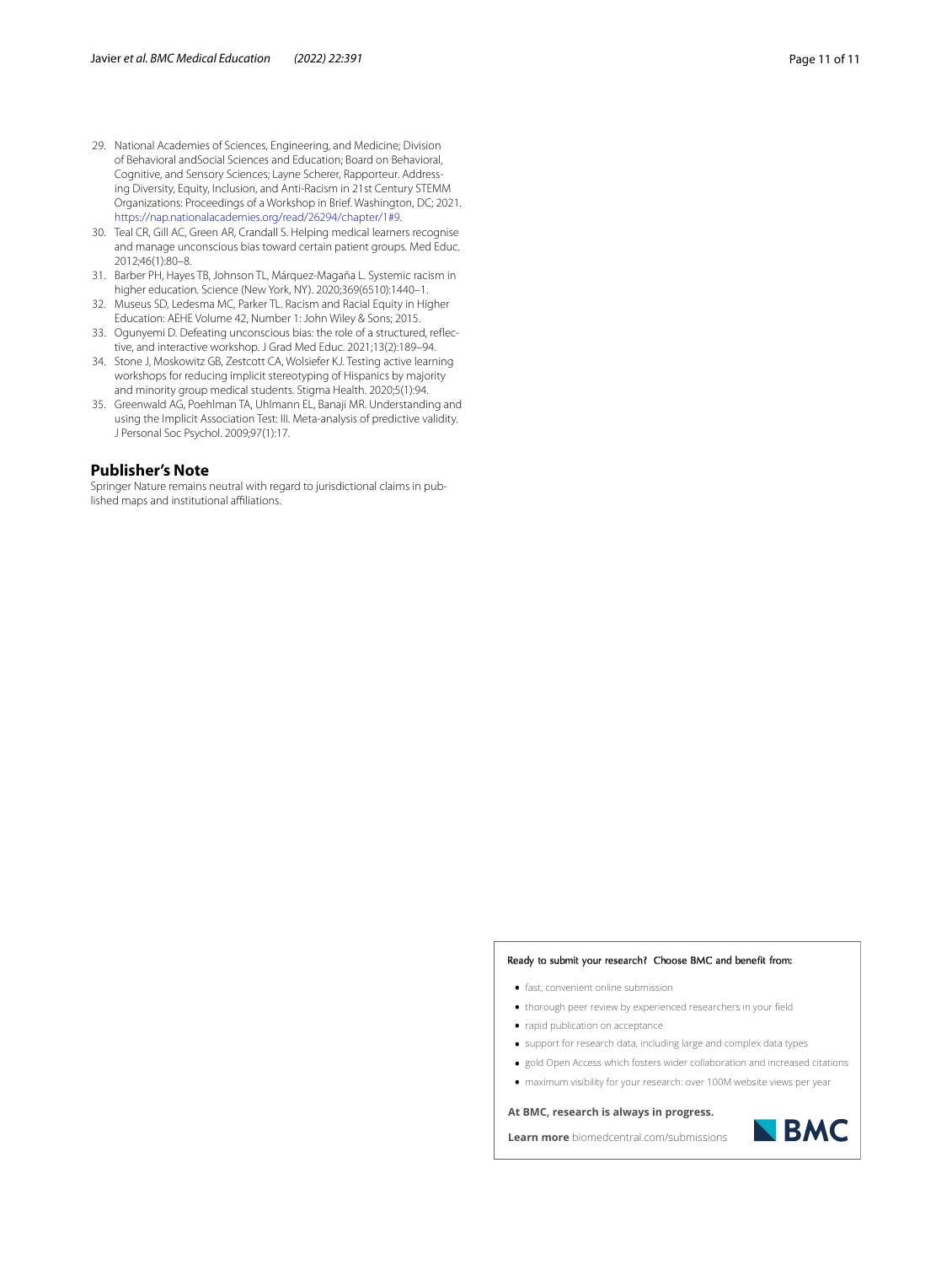29. National Academies of Sciences, Engineering, and Medicine; Division of Behavioral andSocial Sciences and Education; Board on Behavioral, Cognitive, and Sensory Sciences; Layne Scherer, Rapporteur. Addressing Diversity, Equity, Inclusion, and Anti-Racism in 21st Century STEMM Organizations: Proceedings of a Workshop in Brief. Washington, DC; 2021. https://nap.nationalacademies.org/read/26294/chapter/1#9.
30. Teal CR, Gill AC, Green AR, Crandall S. Helping medical learners recognise and manage unconscious bias toward certain patient groups. Med Educ. 2012;46(1):80–8.
31. Barber PH, Hayes TB, Johnson TL, Márquez-Magaña L. Systemic racism in higher education. Science (New York, NY). 2020;369(6510):1440–1.
32. Museus SD, Ledesma MC, Parker TL. Racism and Racial Equity in Higher Education: AEHE Volume 42, Number 1: John Wiley & Sons; 2015.
33. Ogunyemi D. Defeating unconscious bias: the role of a structured, reflective, and interactive workshop. J Grad Med Educ. 2021;13(2):189–94.
34. Stone J, Moskowitz GB, Zestcott CA, Wolsiefer KJ. Testing active learning workshops for reducing implicit stereotyping of Hispanics by majority and minority group medical students. Stigma Health. 2020;5(1):94.
35. Greenwald AG, Poehlman TA, Uhlmann EL, Banaji MR. Understanding and using the Implicit Association Test: III. Meta-analysis of predictive validity. J Personal Soc Psychol. 2009;97(1):17.

## Publisher's Note

Springer Nature remains neutral with regard to jurisdictional claims in published maps and institutional affiliations.

Ready to submit your research? Choose BMC and benefit from:

- fast, convenient online submission
- thorough peer review by experienced researchers in your field
- rapid publication on acceptance
- support for research data, including large and complex data types
- gold Open Access which fosters wider collaboration and increased citations
- maximum visibility for your research: over 100M website views per year

**At BMC, research is always in progress.**

**Learn more** biomedcentral.com/submissions

BMC